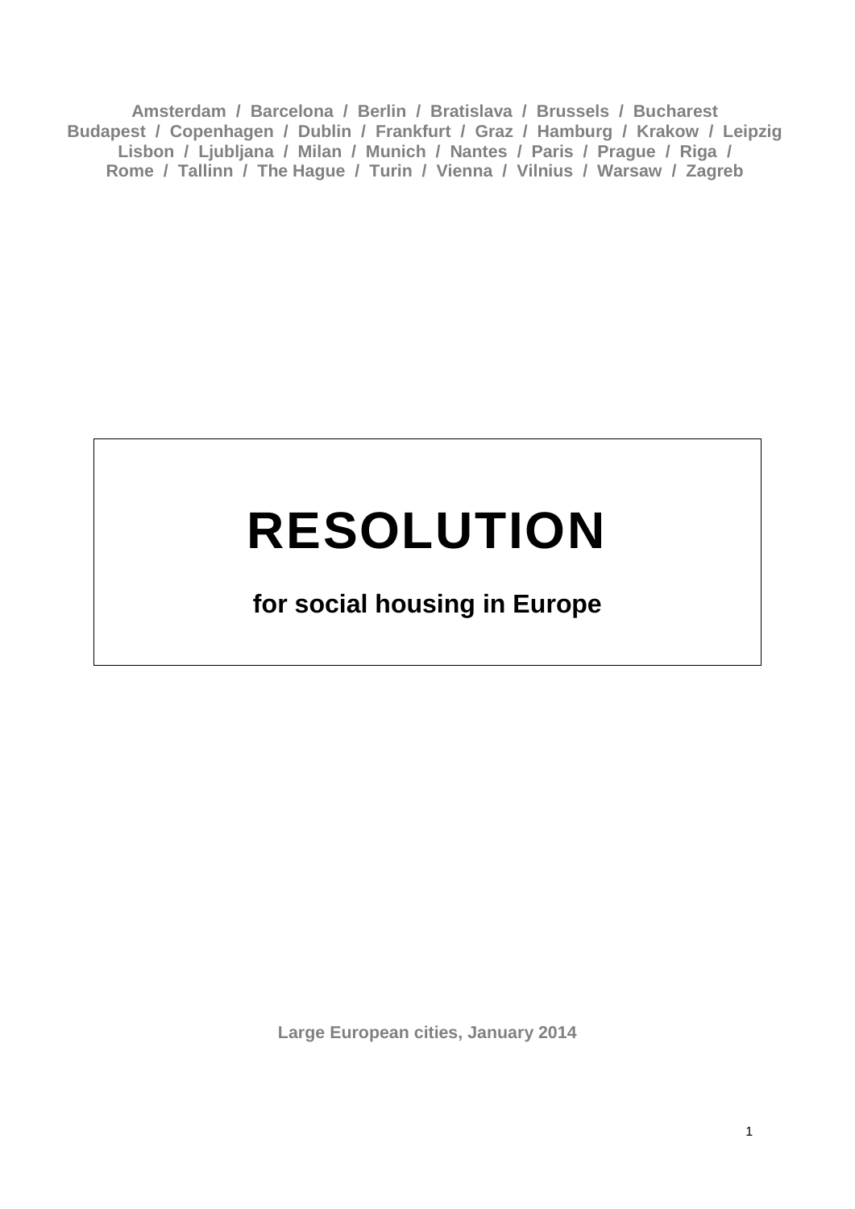Amsterdam / Barcelona / Berlin / Bratislava / Brussels / Bucharest
Budapest / Copenhagen / Dublin / Frankfurt / Graz / Hamburg / Krakow / Leipzig
Lisbon / Ljubljana / Milan / Munich / Nantes / Paris / Prague / Riga /
Rome / Tallinn / The Hague / Turin / Vienna / Vilnius / Warsaw / Zagreb

# RESOLUTION

## for social housing in Europe

Large European cities, January 2014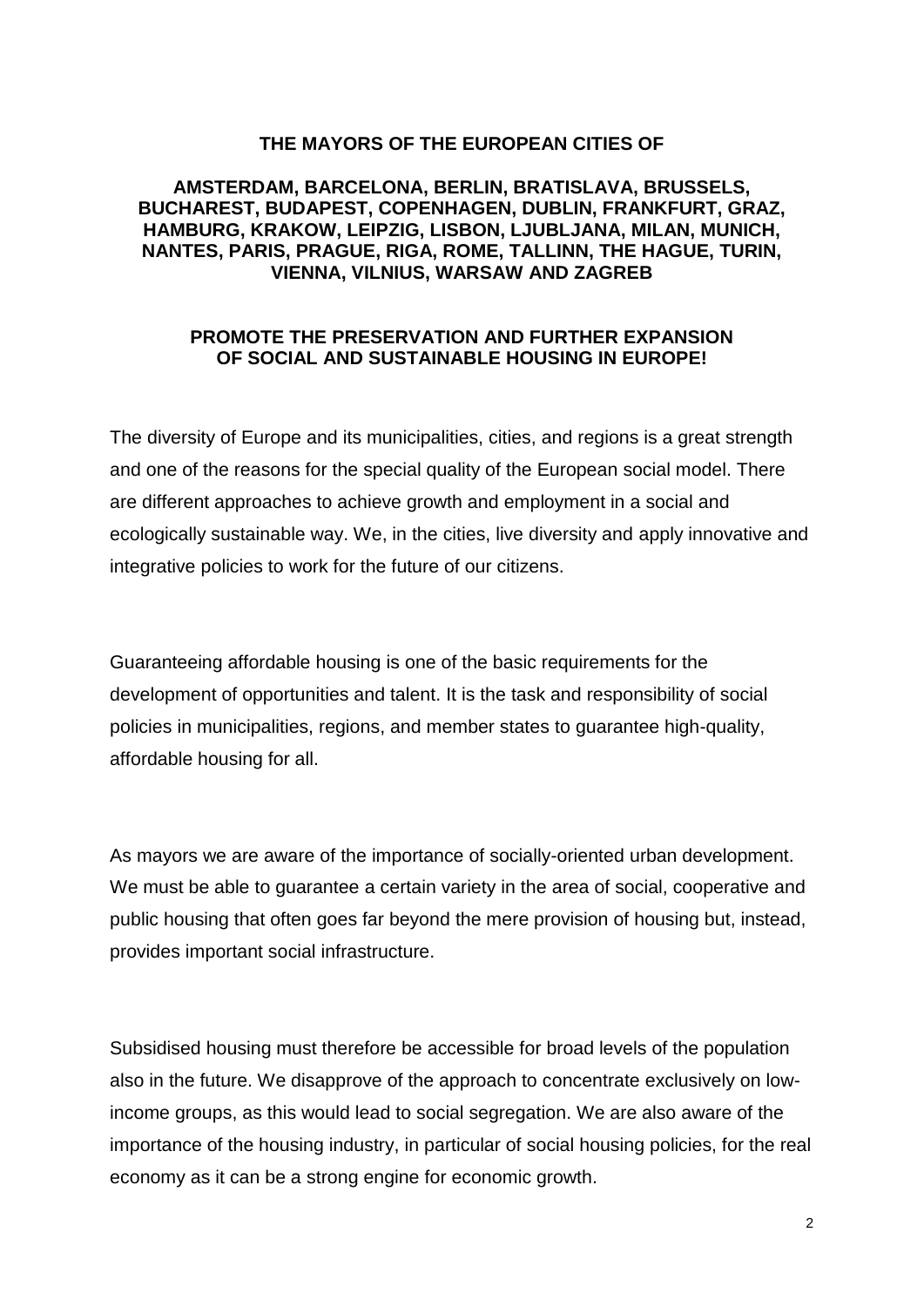**THE MAYORS OF THE EUROPEAN CITIES OF**

**AMSTERDAM, BARCELONA, BERLIN, BRATISLAVA, BRUSSELS, BUCHAREST, BUDAPEST, COPENHAGEN, DUBLIN, FRANKFURT, GRAZ, HAMBURG, KRAKOW, LEIPZIG, LISBON, LJUBLJANA, MILAN, MUNICH, NANTES, PARIS, PRAGUE, RIGA, ROME, TALLINN, THE HAGUE, TURIN, VIENNA, VILNIUS, WARSAW AND ZAGREB**

# PROMOTE THE PRESERVATION AND FURTHER EXPANSION OF SOCIAL AND SUSTAINABLE HOUSING IN EUROPE!

The diversity of Europe and its municipalities, cities, and regions is a great strength and one of the reasons for the special quality of the European social model. There are different approaches to achieve growth and employment in a social and ecologically sustainable way. We, in the cities, live diversity and apply innovative and integrative policies to work for the future of our citizens.

Guaranteeing affordable housing is one of the basic requirements for the development of opportunities and talent. It is the task and responsibility of social policies in municipalities, regions, and member states to guarantee high-quality, affordable housing for all.

As mayors we are aware of the importance of socially-oriented urban development. We must be able to guarantee a certain variety in the area of social, cooperative and public housing that often goes far beyond the mere provision of housing but, instead, provides important social infrastructure.

Subsidised housing must therefore be accessible for broad levels of the population also in the future. We disapprove of the approach to concentrate exclusively on low-income groups, as this would lead to social segregation. We are also aware of the importance of the housing industry, in particular of social housing policies, for the real economy as it can be a strong engine for economic growth.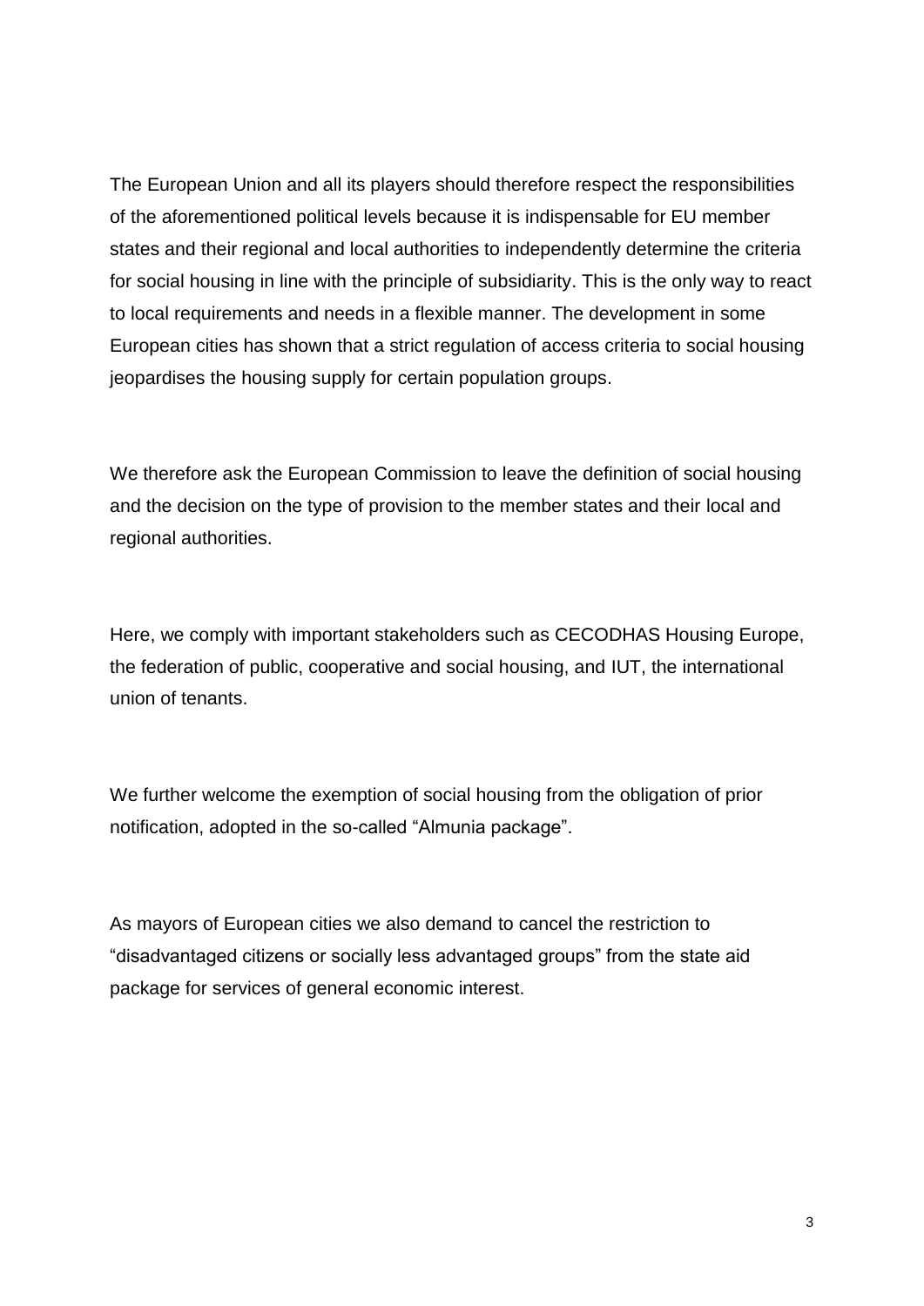The European Union and all its players should therefore respect the responsibilities of the aforementioned political levels because it is indispensable for EU member states and their regional and local authorities to independently determine the criteria for social housing in line with the principle of subsidiarity. This is the only way to react to local requirements and needs in a flexible manner. The development in some European cities has shown that a strict regulation of access criteria to social housing jeopardises the housing supply for certain population groups.

We therefore ask the European Commission to leave the definition of social housing and the decision on the type of provision to the member states and their local and regional authorities.

Here, we comply with important stakeholders such as CECODHAS Housing Europe, the federation of public, cooperative and social housing, and IUT, the international union of tenants.

We further welcome the exemption of social housing from the obligation of prior notification, adopted in the so-called "Almunia package".

As mayors of European cities we also demand to cancel the restriction to "disadvantaged citizens or socially less advantaged groups" from the state aid package for services of general economic interest.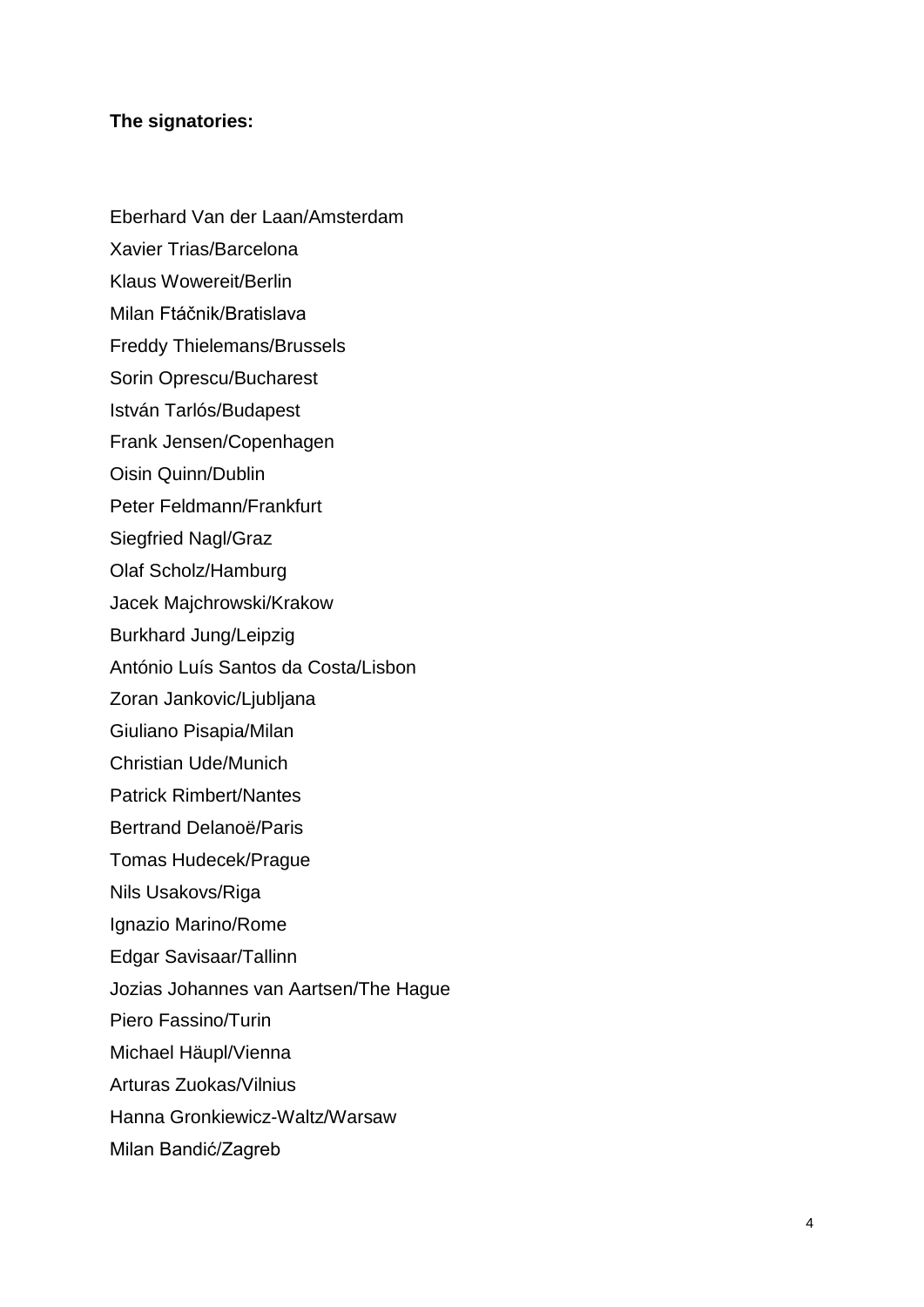**The signatories:**

Eberhard Van der Laan/Amsterdam

Xavier Trias/Barcelona

Klaus Wowereit/Berlin

Milan Ftáčnik/Bratislava

Freddy Thielemans/Brussels

Sorin Oprescu/Bucharest

István Tarlós/Budapest

Frank Jensen/Copenhagen

Oisin Quinn/Dublin

Peter Feldmann/Frankfurt

Siegfried Nagl/Graz

Olaf Scholz/Hamburg

Jacek Majchrowski/Krakow

Burkhard Jung/Leipzig

António Luís Santos da Costa/Lisbon

Zoran Jankovic/Ljubljana

Giuliano Pisapia/Milan

Christian Ude/Munich

Patrick Rimbert/Nantes

Bertrand Delanoë/Paris

Tomas Hudecek/Prague

Nils Usakovs/Riga

Ignazio Marino/Rome

Edgar Savisaar/Tallinn

Jozias Johannes van Aartsen/The Hague

Piero Fassino/Turin

Michael Häupl/Vienna

Arturas Zuokas/Vilnius

Hanna Gronkiewicz-Waltz/Warsaw

Milan Bandić/Zagreb